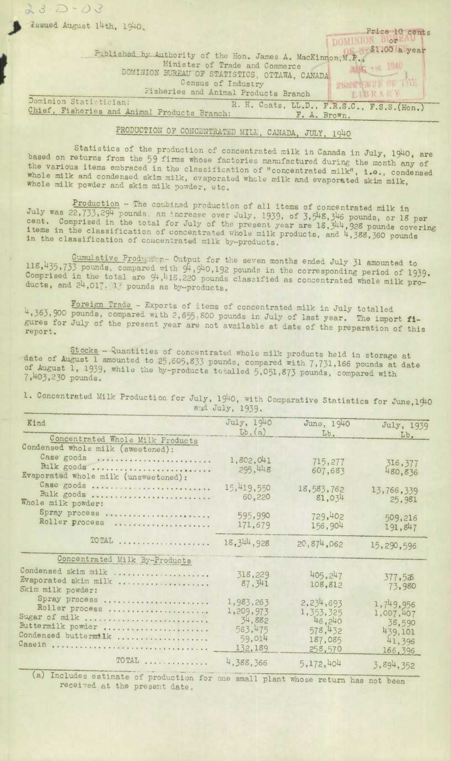23-D-03

Issued August 14th, 1940.

Price 10 cents or $1.00 a year

Published by Authority of the Hon. James A. MacKinnon, M.P., Minister of Trade and Commerce
DOMINION BUREAU OF STATISTICS, OTTAWA, CANADA
Census of Industry
Fisheries and Animal Products Branch

Dominion Statistician: R. H. Coats, LL.D., F.R.S.C., F.S.S.(Hon.)
Chief, Fisheries and Animal Products Branch: F. A. Brown.

# PRODUCTION OF CONCENTRATED MILK, CANADA, JULY, 1940

Statistics of the production of concentrated milk in Canada in July, 1940, are based on returns from the 59 firms whose factories manufactured during the month any of the various items embraced in the classification of "concentrated milk", i.e., condensed whole milk and condensed skim milk, evaporated whole milk and evaporated skim milk, whole milk powder and skim milk powder, etc.

Production - The combined production of all items of concentrated milk in July was 22,733,294 pounds, an increase over July, 1939, of 3,548,346 pounds, or 18 per cent. Comprised in the total for July of the present year are 18,344,928 pounds covering items in the classification of concentrated whole milk products, and 4,388,360 pounds in the classification of concentrated milk by-products.

Cumulative Production - Output for the seven months ended July 31 amounted to 118,435,733 pounds, compared with 94,940,192 pounds in the corresponding period of 1939. Comprised in the total are 94,418,220 pounds classified as concentrated whole milk products, and 24,017,513 pounds as by-products.

Foreign Trade - Exports of items of concentrated milk in July totalled 4,363,900 pounds, compared with 2,655,800 pounds in July of last year. The import figures for July of the present year are not available at date of the preparation of this report.

Stocks - Quantities of concentrated whole milk products held in storage at date of August 1 amounted to 25,605,833 pounds, compared with 7,731,166 pounds at date of August 1, 1939, while the by-products totalled 5,051,873 pounds, compared with 7,403,230 pounds.

1. Concentrated Milk Production for July, 1940, with Comparative Statistics for June, 1940 and July, 1939.

| Kind | July, 1940 Lb.(a) | June, 1940 Lb. | July, 1939 Lb. |
|---|---|---|---|
| **Concentrated Whole Milk Products** | | | |
| Condensed whole milk (sweetened): | | | |
| Case goods | 1,802,041 | 715,277 | 316,377 |
| Bulk goods | 295,448 | 607,683 | 480,836 |
| Evaporated whole milk (unsweetened): | | | |
| Case goods | 15,419,550 | 18,583,762 | 13,766,339 |
| Bulk goods | 60,220 | 81,034 | 25,981 |
| Whole milk powder: | | | |
| Spray process | 595,990 | 729,402 | 509,216 |
| Roller process | 171,679 | 156,904 | 191,847 |
| TOTAL | 18,344,928 | 20,874,062 | 15,290,596 |
| **Concentrated Milk By-Products** | | | |
| Condensed skim milk | 318,229 | 405,247 | 377,526 |
| Evaporated skim milk | 87,341 | 108,812 | 73,980 |
| Skim milk powder: | | | |
| Spray process | 1,983,263 | 2,234,693 | 1,749,956 |
| Roller process | 1,209,973 | 1,353,325 | 1,007,407 |
| Sugar of milk | 34,882 | 46,240 | 38,590 |
| Buttermilk powder | 563,475 | 578,432 | 439,101 |
| Condensed buttermilk | 59,014 | 187,085 | 41,396 |
| Casein | 132,189 | 258,570 | 166,396 |
| TOTAL | 4,388,366 | 5,172,404 | 3,894,352 |

(a) Includes estimate of production for one small plant whose return has not been received at the present date.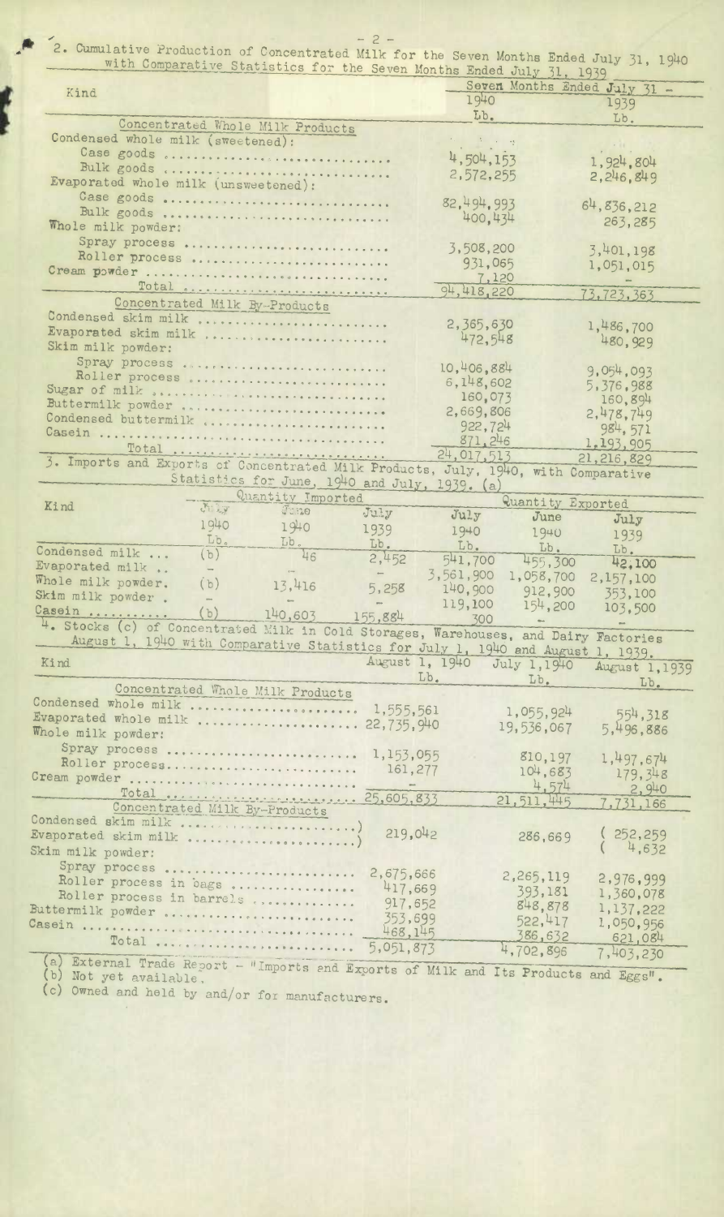## 2. Cumulative Production of Concentrated Milk for the Seven Months Ended July 31, 1940 with Comparative Statistics for the Seven Months Ended July 31, 1939

| Kind | Seven Months Ended July 31 - 1940 | 1939 |
|---|---|---|
| | Lb. | Lb. |
| **Concentrated Whole Milk Products** | | |
| Condensed whole milk (sweetened): | | |
| Case goods | 4,504,153 | 1,924,804 |
| Bulk goods | 2,572,255 | 2,246,849 |
| Evaporated whole milk (unsweetened): | | |
| Case goods | 82,494,993 | 64,836,212 |
| Bulk goods | 400,434 | 263,285 |
| Whole milk powder: | | |
| Spray process | 3,508,200 | 3,401,198 |
| Roller process | 931,065 | 1,051,015 |
| Cream powder | 7,120 | - |
| Total | 94,418,220 | 73,723,363 |
| **Concentrated Milk By-Products** | | |
| Condensed skim milk | 2,365,630 | 1,486,700 |
| Evaporated skim milk | 472,548 | 480,929 |
| Skim milk powder: | | |
| Spray process | 10,406,884 | 9,054,093 |
| Roller process | 6,148,602 | 5,376,988 |
| Sugar of milk | 160,073 | 160,894 |
| Buttermilk powder | 2,669,806 | 2,478,749 |
| Condensed buttermilk | 922,724 | 984,571 |
| Casein | 871,246 | 1,193,905 |
| Total | 24,017,513 | 21,216,829 |

## 3. Imports and Exports of Concentrated Milk Products, July, 1940, with Comparative Statistics for June, 1940 and July, 1939. (a)

| Kind | Quantity Imported | | | Quantity Exported | | |
|---|---|---|---|---|---|---|
| | July 1940 | June 1940 | July 1939 | July 1940 | June 1940 | July 1939 |
| | Lb. | Lb. | Lb. | Lb. | Lb. | Lb. |
| Condensed milk | (b) | 46 | 2,452 | 541,700 | 455,300 | 42,100 |
| Evaporated milk | - | - | - | 3,561,900 | 1,058,700 | 2,157,100 |
| Whole milk powder. | (b) | 13,416 | 5,258 | 140,900 | 912,900 | 353,100 |
| Skim milk powder | - | - | - | 119,100 | 154,200 | 103,500 |
| Casein | (b) | 140,603 | 155,884 | 300 | - | - |

## 4. Stocks (c) of Concentrated Milk in Cold Storages, Warehouses, and Dairy Factories August 1, 1940 with Comparative Statistics for July 1, 1940 and August 1, 1939.

| Kind | August 1, 1940 | July 1, 1940 | August 1, 1939 |
|---|---|---|---|
| | Lb. | Lb. | Lb. |
| **Concentrated Whole Milk Products** | | | |
| Condensed whole milk | 1,555,561 | 1,055,924 | 554,318 |
| Evaporated whole milk | 22,735,940 | 19,536,067 | 5,496,886 |
| Whole milk powder: | | | |
| Spray process | 1,153,055 | 810,197 | 1,497,674 |
| Roller process | 161,277 | 104,683 | 179,348 |
| Cream powder | - | 4,574 | 2,940 |
| Total | 25,605,833 | 21,511,445 | 7,731,166 |
| **Concentrated Milk By-Products** | | | |
| Condensed skim milk | 219,042 | 286,669 | 252,259 |
| Evaporated skim milk | | | 4,632 |
| Skim milk powder: | | | |
| Spray process | 2,675,666 | 2,265,119 | 2,976,999 |
| Roller process in bags | 417,669 | 393,181 | 1,360,078 |
| Roller process in barrels | 917,652 | 848,878 | 1,137,222 |
| Buttermilk powder | 353,699 | 522,417 | 1,050,956 |
| Casein | 468,145 | 386,632 | 621,084 |
| Total | 5,051,873 | 4,702,896 | 7,403,230 |

(a) External Trade Report - "Imports and Exports of Milk and Its Products and Eggs".
(b) Not yet available.
(c) Owned and held by and/or for manufacturers.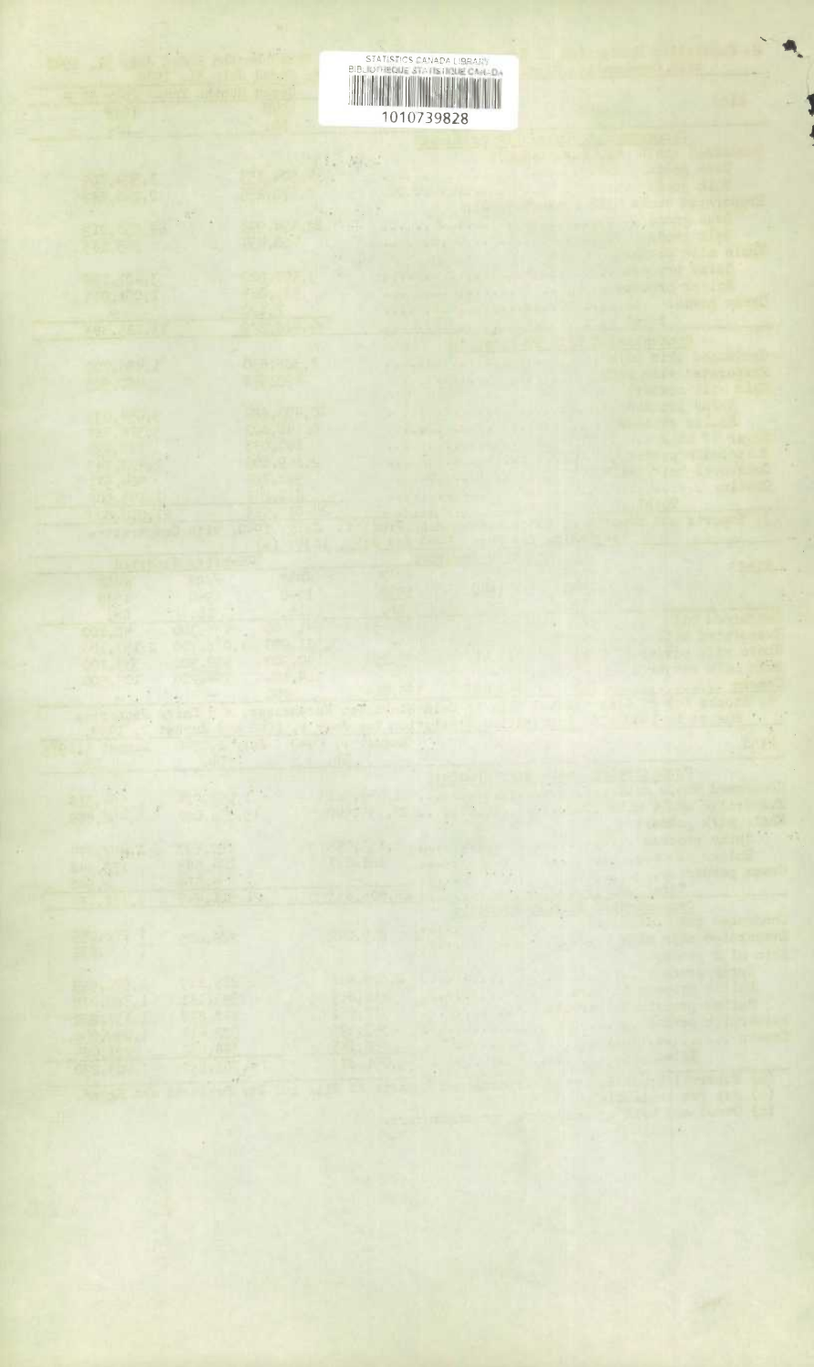STATISTICS CANADA LIBRARY
BIBLIOTHEQUE STATISTIQUE CANADA

1010739828